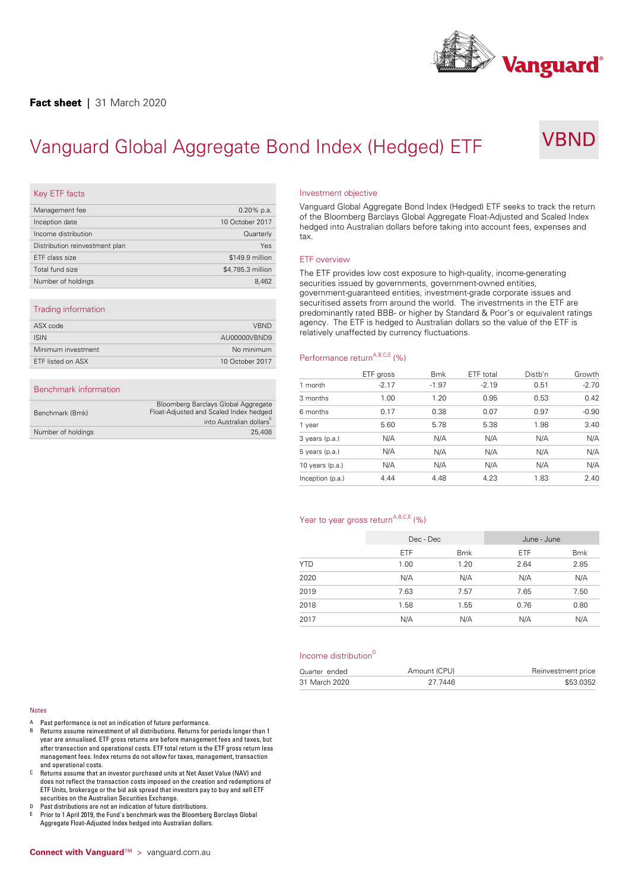**Fact sheet** | 31 March 2020

# Vanguard Global Aggregate Bond Index (Hedged) ETF

VBND

## Key ETF facts

| | |
|---|---|
| Management fee | 0.20% p.a. |
| Inception date | 10 October 2017 |
| Income distribution | Quarterly |
| Distribution reinvestment plan | Yes |
| ETF class size | $149.9 million |
| Total fund size | $4,785.3 million |
| Number of holdings | 8,462 |

## Trading information

| | |
|---|---|
| ASX code | VBND |
| ISIN | AU00000VBND9 |
| Minimum investment | No minimum |
| ETF listed on ASX | 10 October 2017 |

## Benchmark information

| | |
|---|---|
| Benchmark (Bmk) | Bloomberg Barclays Global Aggregate Float-Adjusted and Scaled Index hedged into Australian dollars[E] |
| Number of holdings | 25,408 |

## Investment objective

Vanguard Global Aggregate Bond Index (Hedged) ETF seeks to track the return of the Bloomberg Barclays Global Aggregate Float-Adjusted and Scaled Index hedged into Australian dollars before taking into account fees, expenses and tax.

## ETF overview

The ETF provides low cost exposure to high-quality, income-generating securities issued by governments, government-owned entities, government-guaranteed entities, investment-grade corporate issues and securitised assets from around the world. The investments in the ETF are predominantly rated BBB- or higher by Standard & Poor's or equivalent ratings agency. The ETF is hedged to Australian dollars so the value of the ETF is relatively unaffected by currency fluctuations.

## Performance return[A,B,C,E] (%)

| | ETF gross | Bmk | ETF total | Distb'n | Growth |
|---|---|---|---|---|---|
| 1 month | -2.17 | -1.97 | -2.19 | 0.51 | -2.70 |
| 3 months | 1.00 | 1.20 | 0.95 | 0.53 | 0.42 |
| 6 months | 0.17 | 0.38 | 0.07 | 0.97 | -0.90 |
| 1 year | 5.60 | 5.78 | 5.38 | 1.98 | 3.40 |
| 3 years (p.a.) | N/A | N/A | N/A | N/A | N/A |
| 5 years (p.a.) | N/A | N/A | N/A | N/A | N/A |
| 10 years (p.a.) | N/A | N/A | N/A | N/A | N/A |
| Inception (p.a.) | 4.44 | 4.48 | 4.23 | 1.83 | 2.40 |

## Year to year gross return[A,B,C,E] (%)

| | Dec - Dec | | June - June | |
|---|---|---|---|---|
| | ETF | Bmk | ETF | Bmk |
| YTD | 1.00 | 1.20 | 2.64 | 2.85 |
| 2020 | N/A | N/A | N/A | N/A |
| 2019 | 7.63 | 7.57 | 7.65 | 7.50 |
| 2018 | 1.58 | 1.55 | 0.76 | 0.80 |
| 2017 | N/A | N/A | N/A | N/A |

## Income distribution[D]

| Quarter ended | Amount (CPU) | Reinvestment price |
|---|---|---|
| 31 March 2020 | 27.7446 | $53.0352 |

## Notes

A Past performance is not an indication of future performance.

B Returns assume reinvestment of all distributions. Returns for periods longer than 1 year are annualised. ETF gross returns are before management fees and taxes, but after transaction and operational costs. ETF total return is the ETF gross return less management fees. Index returns do not allow for taxes, management, transaction and operational costs.

C Returns assume that an investor purchased units at Net Asset Value (NAV) and does not reflect the transaction costs imposed on the creation and redemptions of ETF Units, brokerage or the bid ask spread that investors pay to buy and sell ETF securities on the Australian Securities Exchange.

D Past distributions are not an indication of future distributions.

E Prior to 1 April 2019, the Fund's benchmark was the Bloomberg Barclays Global Aggregate Float-Adjusted Index hedged into Australian dollars.

**Connect with Vanguard**™ > vanguard.com.au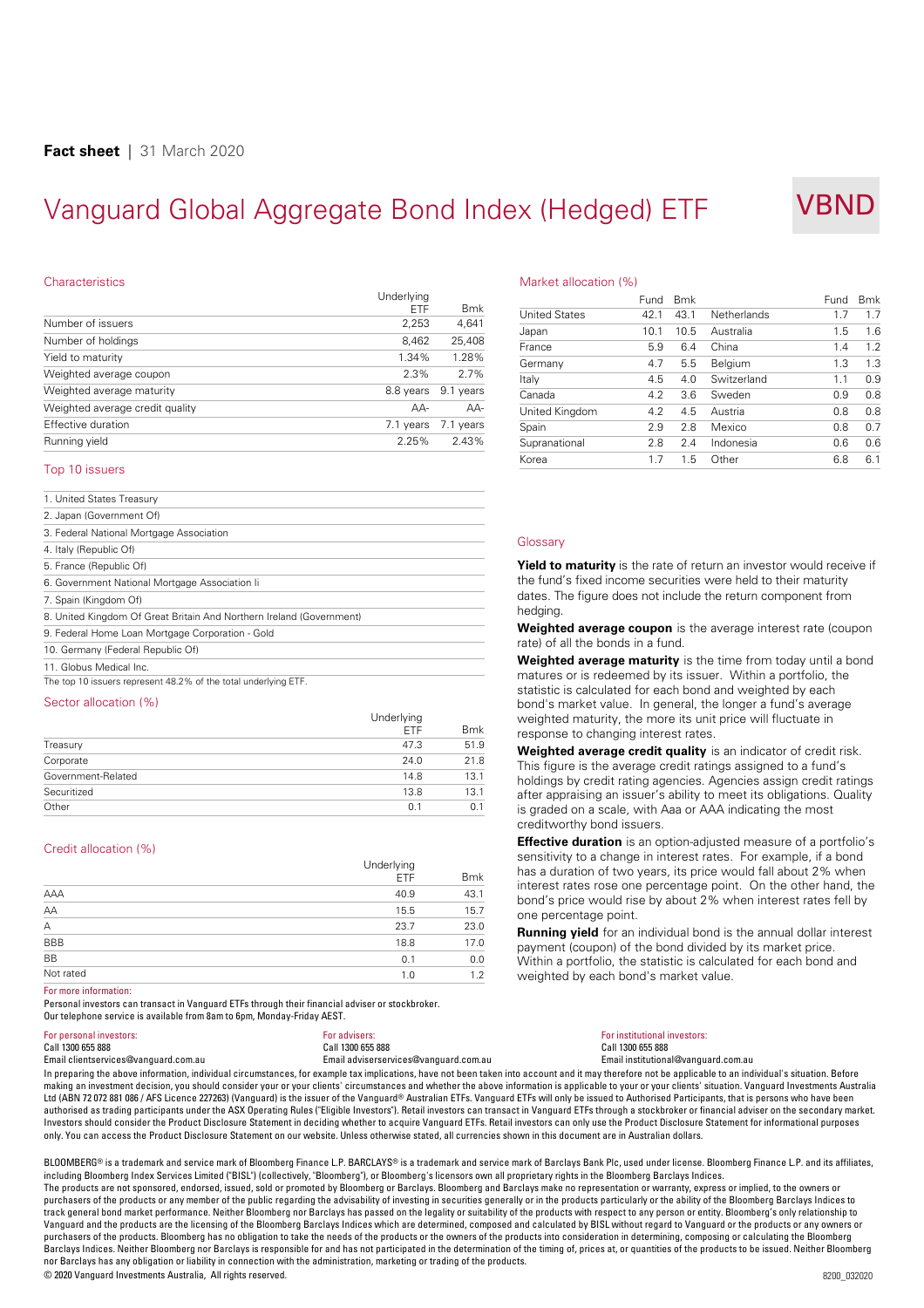Fact sheet | 31 March 2020

# Vanguard Global Aggregate Bond Index (Hedged) ETF

VBND

## Characteristics

| | Underlying ETF | Bmk |
|---|---|---|
| Number of issuers | 2,253 | 4,641 |
| Number of holdings | 8,462 | 25,408 |
| Yield to maturity | 1.34% | 1.28% |
| Weighted average coupon | 2.3% | 2.7% |
| Weighted average maturity | 8.8 years | 9.1 years |
| Weighted average credit quality | AA- | AA- |
| Effective duration | 7.1 years | 7.1 years |
| Running yield | 2.25% | 2.43% |

## Top 10 issuers

| |
|---|
| 1. United States Treasury |
| 2. Japan (Government Of) |
| 3. Federal National Mortgage Association |
| 4. Italy (Republic Of) |
| 5. France (Republic Of) |
| 6. Government National Mortgage Association Ii |
| 7. Spain (Kingdom Of) |
| 8. United Kingdom Of Great Britain And Northern Ireland (Government) |
| 9. Federal Home Loan Mortgage Corporation - Gold |
| 10. Germany (Federal Republic Of) |
| 11. Globus Medical Inc. |

The top 10 issuers represent 48.2% of the total underlying ETF.

## Sector allocation (%)

| | Underlying ETF | Bmk |
|---|---|---|
| Treasury | 47.3 | 51.9 |
| Corporate | 24.0 | 21.8 |
| Government-Related | 14.8 | 13.1 |
| Securitized | 13.8 | 13.1 |
| Other | 0.1 | 0.1 |

## Credit allocation (%)

| | Underlying ETF | Bmk |
|---|---|---|
| AAA | 40.9 | 43.1 |
| AA | 15.5 | 15.7 |
| A | 23.7 | 23.0 |
| BBB | 18.8 | 17.0 |
| BB | 0.1 | 0.0 |
| Not rated | 1.0 | 1.2 |

## Market allocation (%)

| | Fund | Bmk | | Fund | Bmk |
|---|---|---|---|---|---|
| United States | 42.1 | 43.1 | Netherlands | 1.7 | 1.7 |
| Japan | 10.1 | 10.5 | Australia | 1.5 | 1.6 |
| France | 5.9 | 6.4 | China | 1.4 | 1.2 |
| Germany | 4.7 | 5.5 | Belgium | 1.3 | 1.3 |
| Italy | 4.5 | 4.0 | Switzerland | 1.1 | 0.9 |
| Canada | 4.2 | 3.6 | Sweden | 0.9 | 0.8 |
| United Kingdom | 4.2 | 4.5 | Austria | 0.8 | 0.8 |
| Spain | 2.9 | 2.8 | Mexico | 0.8 | 0.7 |
| Supranational | 2.8 | 2.4 | Indonesia | 0.6 | 0.6 |
| Korea | 1.7 | 1.5 | Other | 6.8 | 6.1 |

## Glossary

**Yield to maturity** is the rate of return an investor would receive if the fund's fixed income securities were held to their maturity dates. The figure does not include the return component from hedging.

**Weighted average coupon** is the average interest rate (coupon rate) of all the bonds in a fund.

**Weighted average maturity** is the time from today until a bond matures or is redeemed by its issuer. Within a portfolio, the statistic is calculated for each bond and weighted by each bond's market value. In general, the longer a fund's average weighted maturity, the more its unit price will fluctuate in response to changing interest rates.

**Weighted average credit quality** is an indicator of credit risk. This figure is the average credit ratings assigned to a fund's holdings by credit rating agencies. Agencies assign credit ratings after appraising an issuer's ability to meet its obligations. Quality is graded on a scale, with Aaa or AAA indicating the most creditworthy bond issuers.

**Effective duration** is an option-adjusted measure of a portfolio's sensitivity to a change in interest rates. For example, if a bond has a duration of two years, its price would fall about 2% when interest rates rose one percentage point. On the other hand, the bond's price would rise by about 2% when interest rates fell by one percentage point.

**Running yield** for an individual bond is the annual dollar interest payment (coupon) of the bond divided by its market price. Within a portfolio, the statistic is calculated for each bond and weighted by each bond's market value.

For more information:

Personal investors can transact in Vanguard ETFs through their financial adviser or stockbroker.
Our telephone service is available from 8am to 6pm, Monday-Friday AEST.

For personal investors:
Call 1300 655 888
Email clientservices@vanguard.com.au

For advisers:
Call 1300 655 888
Email adviserservices@vanguard.com.au

For institutional investors:
Call 1300 655 888
Email institutional@vanguard.com.au

In preparing the above information, individual circumstances, for example tax implications, have not been taken into account and it may therefore not be applicable to an individual's situation. Before making an investment decision, you should consider your or your clients' circumstances and whether the above information is applicable to your or your clients' situation. Vanguard Investments Australia Ltd (ABN 72 072 881 086 / AFS Licence 227263) (Vanguard) is the issuer of the Vanguard® Australian ETFs. Vanguard ETFs will only be issued to Authorised Participants, that is persons who have been authorised as trading participants under the ASX Operating Rules ("Eligible Investors"). Retail investors can transact in Vanguard ETFs through a stockbroker or financial adviser on the secondary market. Investors should consider the Product Disclosure Statement in deciding whether to acquire Vanguard ETFs. Retail investors can only use the Product Disclosure Statement for informational purposes only. You can access the Product Disclosure Statement on our website. Unless otherwise stated, all currencies shown in this document are in Australian dollars.

BLOOMBERG® is a trademark and service mark of Bloomberg Finance L.P. BARCLAYS® is a trademark and service mark of Barclays Bank Plc, used under license. Bloomberg Finance L.P. and its affiliates, including Bloomberg Index Services Limited ("BISL") (collectively, "Bloomberg"), or Bloomberg's licensors own all proprietary rights in the Bloomberg Barclays Indices.
The products are not sponsored, endorsed, issued, sold or promoted by Bloomberg or Barclays. Bloomberg and Barclays make no representation or warranty, express or implied, to the owners or purchasers of the products or any member of the public regarding the advisability of investing in securities generally or in the products particularly or the ability of the Bloomberg Barclays Indices to track general bond market performance. Neither Bloomberg nor Barclays has passed on the legality or suitability of the products with respect to any person or entity. Bloomberg's only relationship to Vanguard and the products are the licensing of the Bloomberg Barclays Indices which are determined, composed and calculated by BISL without regard to Vanguard or the products or any owners or purchasers of the products. Bloomberg has no obligation to take the needs of the products or the owners of the products into consideration in determining, composing or calculating the Bloomberg Barclays Indices. Neither Bloomberg nor Barclays is responsible for and has not participated in the determination of the timing of, prices at, or quantities of the products to be issued. Neither Bloomberg nor Barclays has any obligation or liability in connection with the administration, marketing or trading of the products.
© 2020 Vanguard Investments Australia, All rights reserved.

8200_032020